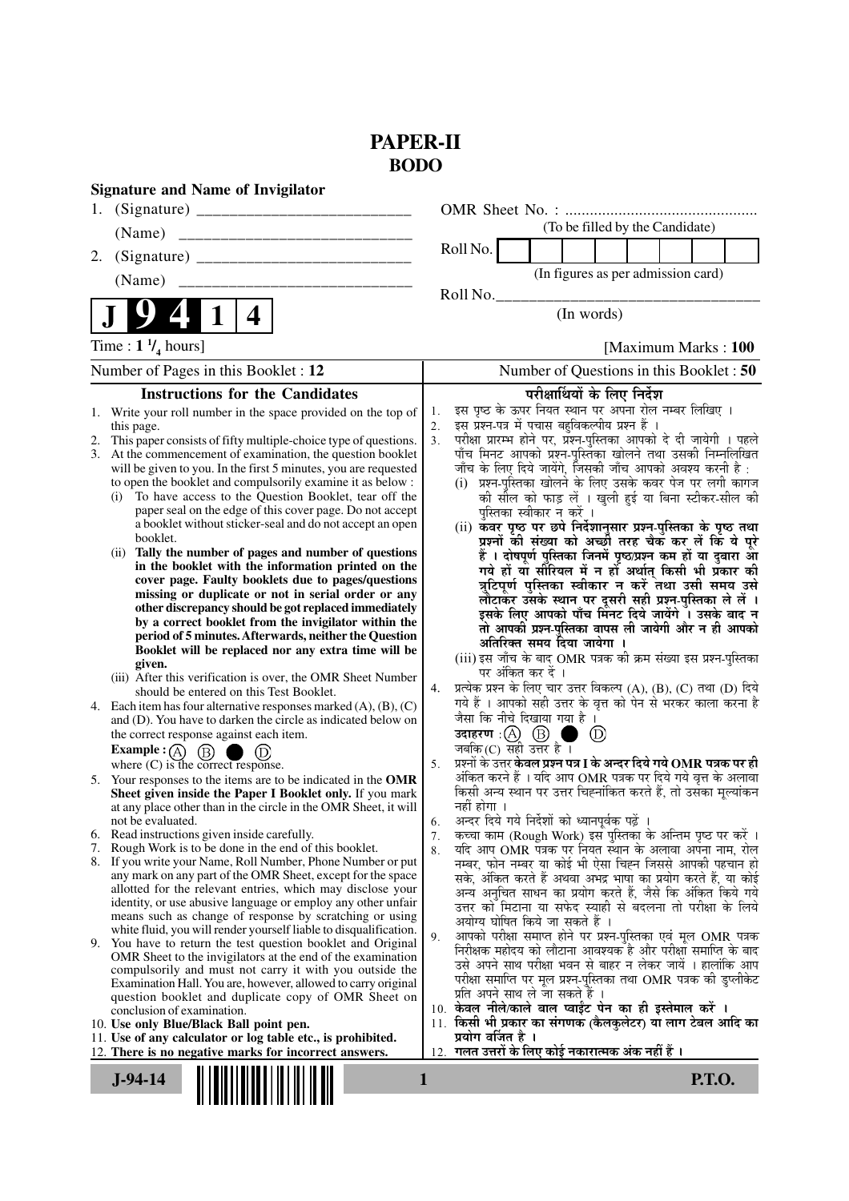# PAPER-II
## BODO

**Signature and Name of Invigilator**

1. (Signature) \_\_\_\_\_\_\_\_\_\_\_\_\_\_\_\_\_\_\_\_\_\_\_\_\_\_

   (Name) \_\_\_\_\_\_\_\_\_\_\_\_\_\_\_\_\_\_\_\_\_\_\_\_\_\_\_\_

2. (Signature) \_\_\_\_\_\_\_\_\_\_\_\_\_\_\_\_\_\_\_\_\_\_\_\_\_\_

   (Name) \_\_\_\_\_\_\_\_\_\_\_\_\_\_\_\_\_\_\_\_\_\_\_\_\_\_\_\_

OMR Sheet No. : ...............................................
(To be filled by the Candidate)

Roll No. | | | | | | | | |
(In figures as per admission card)

Roll No.\_\_\_\_\_\_\_\_\_\_\_\_\_\_\_\_\_\_\_\_\_\_\_\_\_\_\_\_\_\_\_\_\_\_
(In words)

**J 9 4 1 4**

Time : $1\,^1/_4$ hours] [Maximum Marks : **100**

Number of Pages in this Booklet : **12**

Number of Questions in this Booklet : **50**

### Instructions for the Candidates

1. Write your roll number in the space provided on the top of this page.
2. This paper consists of fifty multiple-choice type of questions.
3. At the commencement of examination, the question booklet will be given to you. In the first 5 minutes, you are requested to open the booklet and compulsorily examine it as below :
   (i) To have access to the Question Booklet, tear off the paper seal on the edge of this cover page. Do not accept a booklet without sticker-seal and do not accept an open booklet.
   (ii) **Tally the number of pages and number of questions in the booklet with the information printed on the cover page. Faulty booklets due to pages/questions missing or duplicate or not in serial order or any other discrepancy should be got replaced immediately by a correct booklet from the invigilator within the period of 5 minutes. Afterwards, neither the Question Booklet will be replaced nor any extra time will be given.**
   (iii) After this verification is over, the OMR Sheet Number should be entered on this Test Booklet.
4. Each item has four alternative responses marked (A), (B), (C) and (D). You have to darken the circle as indicated below on the correct response against each item.
   **Example :** (A) (B) ● (D)
   where (C) is the correct response.
5. Your responses to the items are to be indicated in the **OMR Sheet given inside the Paper I Booklet only.** If you mark at any place other than in the circle in the OMR Sheet, it will not be evaluated.
6. Read instructions given inside carefully.
7. Rough Work is to be done in the end of this booklet.
8. If you write your Name, Roll Number, Phone Number or put any mark on any part of the OMR Sheet, except for the space allotted for the relevant entries, which may disclose your identity, or use abusive language or employ any other unfair means such as change of response by scratching or using white fluid, you will render yourself liable to disqualification.
9. You have to return the test question booklet and Original OMR Sheet to the invigilators at the end of the examination compulsorily and must not carry it with you outside the Examination Hall. You are, however, allowed to carry original question booklet and duplicate copy of OMR Sheet on conclusion of examination.
10. **Use only Blue/Black Ball point pen.**
11. **Use of any calculator or log table etc., is prohibited.**
12. **There is no negative marks for incorrect answers.**

### परीक्षार्थियों के लिए निर्देश

1. इस पृष्ठ के ऊपर नियत स्थान पर अपना रोल नम्बर लिखिए ।
2. इस प्रश्न-पत्र में पचास बहुविकल्पीय प्रश्न हैं ।
3. परीक्षा प्रारम्भ होने पर, प्रश्न-पुस्तिका आपको दे दी जायेगी । पहले पाँच मिनट आपको प्रश्न-पुस्तिका खोलने तथा उसकी निम्नलिखित जाँच के लिए दिये जायेंगे, जिसकी जाँच आपको अवश्य करनी है :
   (i) प्रश्न-पुस्तिका खोलने के लिए उसके कवर पेज पर लगी कागज की सील को फाड़ लें । खुली हुई या बिना स्टीकर-सील की पुस्तिका स्वीकार न करें ।
   (ii) **कवर पृष्ठ पर छपे निर्देशानुसार प्रश्न-पुस्तिका के पृष्ठ तथा प्रश्नों की संख्या को अच्छी तरह चैक कर लें कि ये पूरे हैं । दोषपूर्ण पुस्तिका जिनमें पृष्ठ/प्रश्न कम हों या दुबारा आ गये हों या सीरियल में न हों अर्थात् किसी भी प्रकार की त्रुटिपूर्ण पुस्तिका स्वीकार न करें तथा उसी समय उसे लौटाकर उसके स्थान पर दूसरी सही प्रश्न-पुस्तिका ले लें । इसके लिए आपको पाँच मिनट दिये जायेंगे । उसके बाद न तो आपकी प्रश्न-पुस्तिका वापस ली जायेगी और न ही आपको अतिरिक्त समय दिया जायेगा ।**
   (iii) इस जाँच के बाद OMR पत्रक की क्रम संख्या इस प्रश्न-पुस्तिका पर अंकित कर दें ।
4. प्रत्येक प्रश्न के लिए चार उत्तर विकल्प (A), (B), (C) तथा (D) दिये गये हैं । आपको सही उत्तर के वृत्त को पेन से भरकर काला करना है जैसा कि नीचे दिखाया गया है ।
   **उदाहरण :** (A) (B) ● (D)
   जबकि (C) सही उत्तर है ।
5. प्रश्नों के उत्तर **केवल प्रश्न पत्र I के अन्दर दिये गये OMR पत्रक पर ही** अंकित करने हैं । यदि आप OMR पत्रक पर दिये गये वृत्त के अलावा किसी अन्य स्थान पर उत्तर चिह्नांकित करते हैं, तो उसका मूल्यांकन नहीं होगा ।
6. अन्दर दिये गये निर्देशों को ध्यानपूर्वक पढ़ें ।
7. कच्चा काम (Rough Work) इस पुस्तिका के अन्तिम पृष्ठ पर करें ।
8. यदि आप OMR पत्रक पर नियत स्थान के अलावा अपना नाम, रोल नम्बर, फोन नम्बर या कोई भी ऐसा चिह्न जिससे आपकी पहचान हो सके, अंकित करते हैं अथवा अभद्र भाषा का प्रयोग करते हैं, या कोई अन्य अनुचित साधन का प्रयोग करते हैं, जैसे कि अंकित किये गये उत्तर को मिटाना या सफेद स्याही से बदलना तो परीक्षा के लिये अयोग्य घोषित किये जा सकते हैं ।
9. आपको परीक्षा समाप्त होने पर प्रश्न-पुस्तिका एवं मूल OMR पत्रक निरीक्षक महोदय को लौटाना आवश्यक है और परीक्षा समाप्ति के बाद उसे अपने साथ परीक्षा भवन से बाहर न लेकर जायें । हालांकि आप परीक्षा समाप्ति पर मूल प्रश्न-पुस्तिका तथा OMR पत्रक की डुप्लीकेट प्रति अपने साथ ले जा सकते हैं ।
10. **केवल नीले/काले बाल प्वाईंट पेन का ही इस्तेमाल करें ।**
11. **किसी भी प्रकार का संगणक (कैलकुलेटर) या लाग टेबल आदि का प्रयोग वर्जित है ।**
12. **गलत उत्तरों के लिए कोई नकारात्मक अंक नहीं हैं ।**

**J-94-14** **P.T.O.**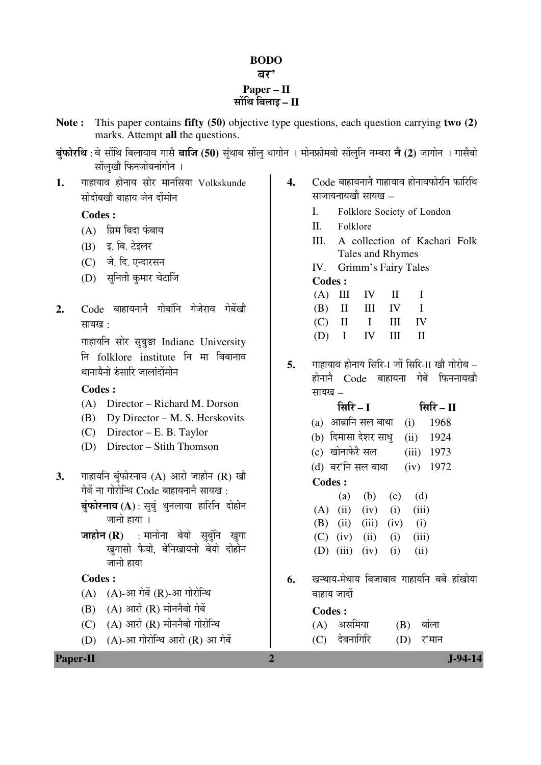# BODO
## बर'
### Paper – II
### सोंथि बिलाइ – II

**Note :** This paper contains **fifty (50)** objective type questions, each question carrying **two (2)** marks. Attempt **all** the questions.

**बुंफोरथि :** बे सोंथि बिलायाव गासै **बाजि (50)** सुंथाब सोंलु थागोन । मोनफ्रोमबो सोंलुनि नम्बरा **नै (2)** जागोन । गासैबो सोंलुखौ फिनजोबनांगोन ।

**1.** गाहायाव होनाय सोर मानसिया Volkskunde सोदोबखौ बाहाय जेन दोंमोन

**Codes :**

(A) ग्रिम बिदा फंबाय

(B) इ. बि. टेइलर

(C) जे. दि. एन्दारसन

(D) सुनिती कुमार चेटार्जि

**2.** Code बाहायनानै गोबांनि गेजेराव गेबेंखौ सायख :

गाहायनि सोर सुबुङा Indiane University नि folklore institute नि मा बिबानाव थानायैनो रुंसारि जालांदोंमोन

**Codes :**

(A) Director – Richard M. Dorson

(B) Dy Director – M. S. Herskovits

(C) Director – E. B. Taylor

(D) Director – Stith Thomson

**3.** गाहायनि बुंफोरनाय (A) आरो जाहोन (R) खौ गेबें ना गोरोन्थि Code बाहायनानै सायख :

**बुंफोरनाय (A) :** सुबुं थुनलाया हारिनि दोहोन जानो हाया ।

**जाहोन (R)** : मानोना बेयो सुबुंनि खुगा खुगासो फैयो, बेनिखायनो बेयो दोहोन जानो हाया

**Codes :**

(A) (A)-आ गेबें (R)-आ गोरोन्थि

(B) (A) आरो (R) मोननैबो गेबें

(C) (A) आरो (R) मोननैबो गोरोन्थि

(D) (A)-आ गोरोन्थि आरो (R) आ गेबें

**4.** Code बाहायनानै गाहायाव होनायफोरनि फारिथि साजायनायखौ सायख –

I. Folklore Society of London

II. Folklore

III. A collection of Kachari Folk Tales and Rhymes

IV. Grimm's Fairy Tales

**Codes :**

| | | | | |
|---|---|---|---|---|
| (A) | III | IV | II | I |
| (B) | II | III | IV | I |
| (C) | II | I | III | IV |
| (D) | I | IV | III | II |

**5.** गाहायाव होनाय सिरि-I जों सिरि-II खौ गोरोब – होननै Code बाहायना गेबें फिननायखौ सायख –

| सिरि – I | | सिरि – II |
|---|---|---|
| (a) आब्रानि सल बाथा | (i) | 1968 |
| (b) दिमासा देशर साधु | (ii) | 1924 |
| (c) खोनाफेरै सल | (iii) | 1973 |
| (d) बर'नि सल बाथा | (iv) | 1972 |

**Codes :**

| | (a) | (b) | (c) | (d) |
|---|---|---|---|---|
| (A) | (ii) | (iv) | (i) | (iii) |
| (B) | (ii) | (iii) | (iv) | (i) |
| (C) | (iv) | (ii) | (i) | (iii) |
| (D) | (iii) | (iv) | (i) | (ii) |

**6.** खन्थाय-मेथाय बिजाबाव गाहायनि बबे हांखोया बाहाय जादों

**Codes :**

(A) असमिया

(B) बांला

(C) देबनागिरि

(D) र'मान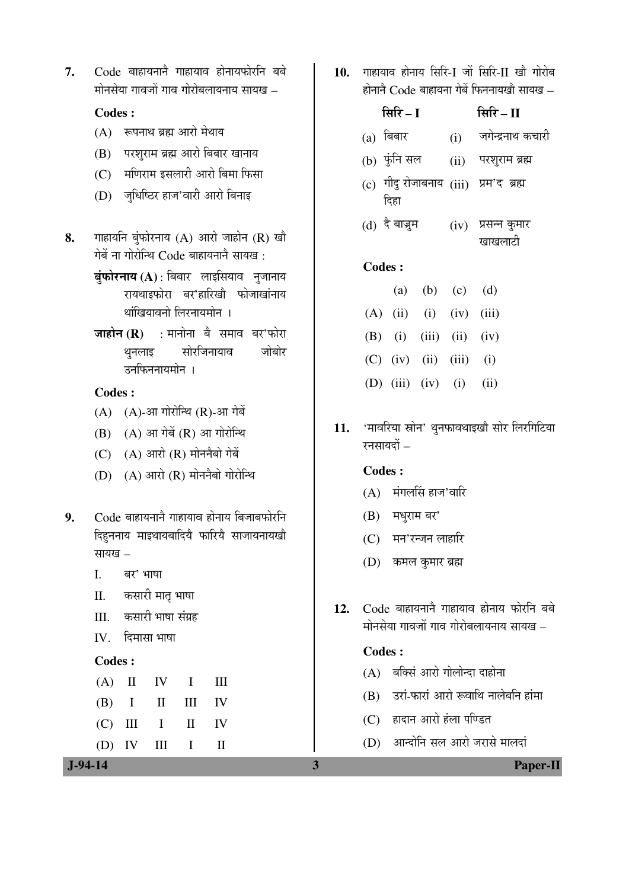7. Code बाहायनानै गाहायाव होनायफोरनि बबे मोनसेया गावजों गाव गोरोबलायनाय सायख –

**Codes :**

(A) रूपनाथ ब्रह्म आरो मेथाय

(B) परशुराम ब्रह्म आरो बिबार खानाय

(C) मणिराम इसलारी आरो बिमा फिसा

(D) जुधिष्ठिर हाज'वारी आरो बिनाइ

8. गाहायनि बुंफोरनाय (A) आरो जाहोन (R) खौ गेबें ना गोरोन्थि Code बाहायनानै सायख :

**बुंफोरनाय (A)** : बिबार लाइसियाव नुजानाय रायथाइफोरा बर'हारिखौ फोजाखांनाय थांखियावनो लिरनायमोन ।

**जाहोन (R)** : मानोना बै समाव बर'फोरा थुनलाइ सोरजिनायाव जोबोर उनफिननायमोन ।

**Codes :**

(A) (A)-आ गोरोन्थि (R)-आ गेबें

(B) (A) आ गेबें (R) आ गोरोन्थि

(C) (A) आरो (R) मोननैबो गेबें

(D) (A) आरो (R) मोननैबो गोरोन्थि

9. Code बाहायनानै गाहायाव होनाय बिजाबफोरनि दिहुननाय माइथायबादियै फारियै साजायनायखौ सायख –

I. बर' भाषा

II. कसारी मातृ भाषा

III. कसारी भाषा संग्रह

IV. दिमासा भाषा

**Codes :**

| | | | | |
|---|---|---|---|---|
| (A) | II | IV | I | III |
| (B) | I | II | III | IV |
| (C) | III | I | II | IV |
| (D) | IV | III | I | II |

10. गाहायाव होनाय सिरि-I जों सिरि-II खौ गोरोब होनानै Code बाहायना गेबें फिननायखौ सायख –

| | सिरि – I | | सिरि – II |
|---|---|---|---|
| (a) | बिबार | (i) | जगेन्द्रनाथ कचारी |
| (b) | फुंनि सल | (ii) | परशुराम ब्रह्म |
| (c) | गीदु रोजाबनाय दिहा | (iii) | प्रम'द ब्रह्म |
| (d) | दै बाज्रुम | (iv) | प्रसन्न कुमार खाखलाटी |

**Codes :**

| | (a) | (b) | (c) | (d) |
|---|---|---|---|---|
| (A) | (ii) | (i) | (iv) | (iii) |
| (B) | (i) | (iii) | (ii) | (iv) |
| (C) | (iv) | (ii) | (iii) | (i) |
| (D) | (iii) | (iv) | (i) | (ii) |

11. 'मावरिया स्रोन' थुनफावथाइखौ सोर लिरगिटिया रनसायदों –

**Codes :**

(A) मंगलसिं हाज'वारि

(B) मधुराम बर'

(C) मन'रन्जन लाहारि

(D) कमल कुमार ब्रह्म

12. Code बाहायनानै गाहायाव होनाय फोरनि बबे मोनसेया गावजों गाव गोरोबलायनाय सायख –

**Codes :**

(A) बक्सिं आरो गोलोन्दा दाहोना

(B) उरां-फारां आरो रूवाथि नालेबनि हांमा

(C) हादान आरो हंला पण्डित

(D) आन्दोनि सल आरो जरासे मालदां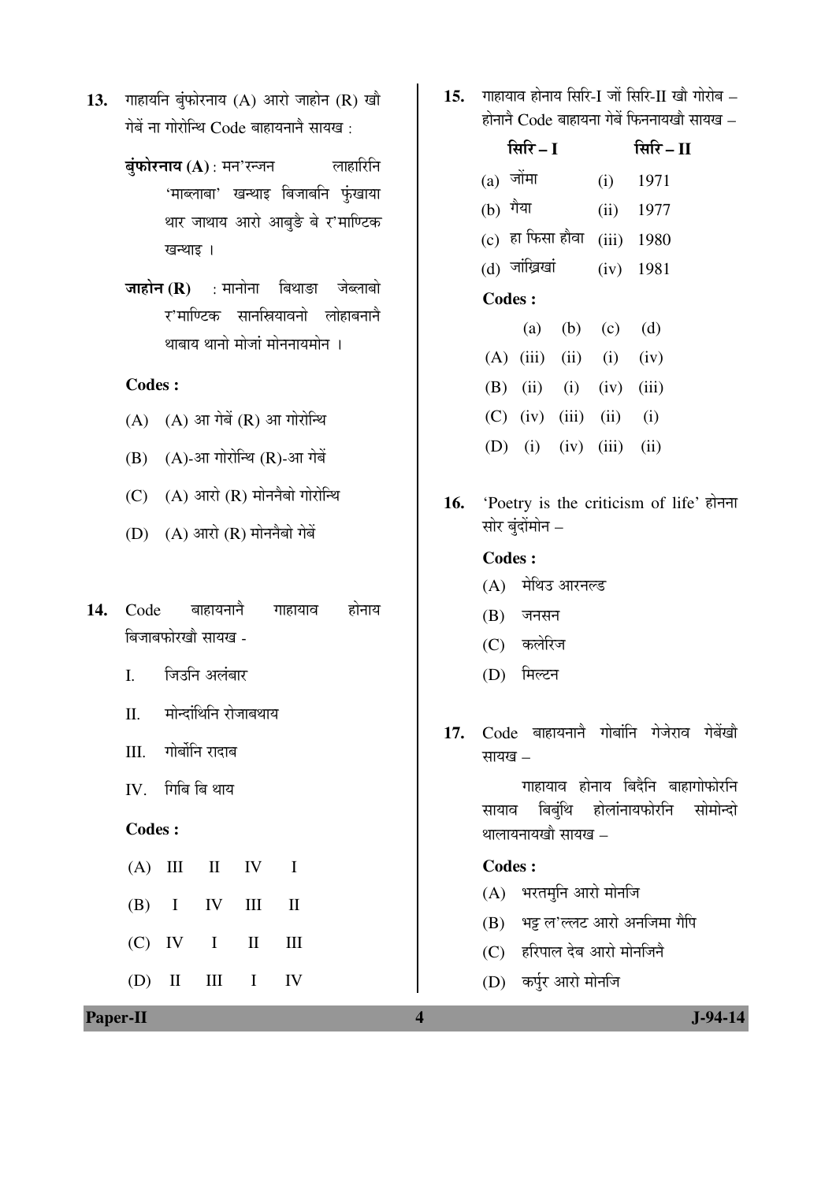13. गाहायनि बुंफोरनाय (A) आरो जाहोन (R) खौ गेबें ना गोरोन्थि Code बाहायनानै सायख :

**बुंफोरनाय (A)** : मन'रन्जन लाहारिनि 'माब्लाबा' खन्थाइ बिजाबनि फुंखाया थार जाथाय आरो आबुङै बे र'माण्टिक खन्थाइ ।

**जाहोन (R)** : मानोना बिथाङा जेब्लाबो र'माण्टिक सानस्रियावनो लोहाबनानै थाबाय थानो मोजां मोननायमोन ।

**Codes :**

(A) (A) आ गेबें (R) आ गोरोन्थि

(B) (A)-आ गोरोन्थि (R)-आ गेबें

(C) (A) आरो (R) मोननैबो गोरोन्थि

(D) (A) आरो (R) मोननैबो गेबें

14. Code बाहायनानै गाहायाव होनाय बिजाबफोरखौ सायख -

I. जिउनि अलंबार

II. मोन्दांथिनि रोजाबथाय

III. गोर्बोनि रादाब

IV. गिबि बि थाय

**Codes :**

| | | | | |
|---|---|---|---|---|
| (A) | III | II | IV | I |
| (B) | I | IV | III | II |
| (C) | IV | I | II | III |
| (D) | II | III | I | IV |

15. गाहायाव होनाय सिरि-I जों सिरि-II खौ गोरोब – होनानै Code बाहायना गेबें फिननायखौ सायख –

| सिरि – I | सिरि – II |
|---|---|
| (a) जोंमा | (i) 1971 |
| (b) गैया | (ii) 1977 |
| (c) हा फिसा हौवा | (iii) 1980 |
| (d) जांख्रिखां | (iv) 1981 |

**Codes :**

| | (a) | (b) | (c) | (d) |
|---|---|---|---|---|
| (A) | (iii) | (ii) | (i) | (iv) |
| (B) | (ii) | (i) | (iv) | (iii) |
| (C) | (iv) | (iii) | (ii) | (i) |
| (D) | (i) | (iv) | (iii) | (ii) |

16. 'Poetry is the criticism of life' होनना सोर बुंदोंमोन –

**Codes :**

(A) मेथिउ आरनल्ड

(B) जनसन

(C) कलेरिज

(D) मिल्टन

17. Code बाहायनानै गोबांनि गेजेराव गेबेंखौ सायख –

गाहायाव होनाय बिदैनि बाहागोफोरनि सायाव बिबुंथि होलांनायफोरनि सोमोन्दो थालायनायखौ सायख –

**Codes :**

(A) भरतमुनि आरो मोनजि

(B) भट्ट ल'ल्लट आरो अनजिमा गैपि

(C) हरिपाल देब आरो मोनजिनै

(D) कर्पुर आरो मोनजि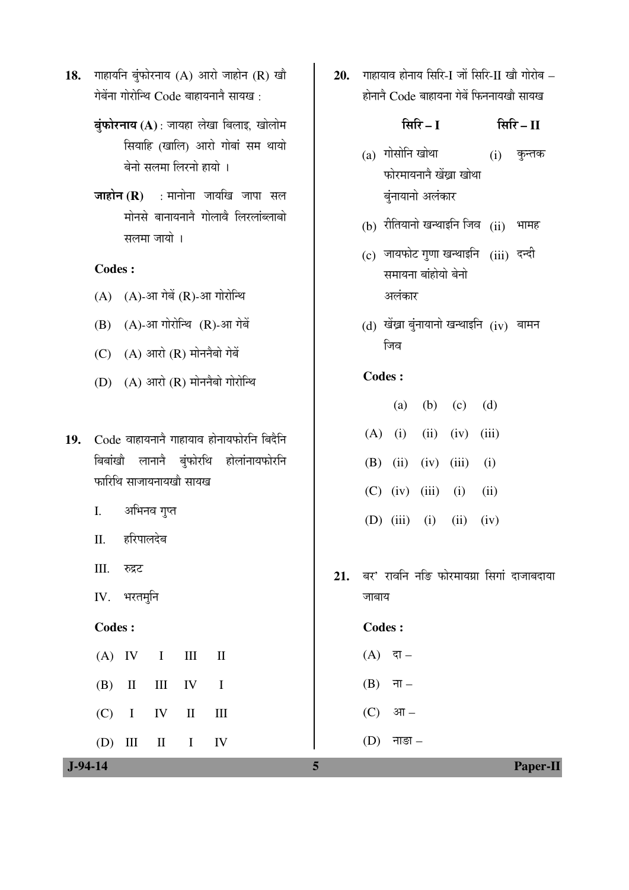18. गाहायनि बुंफोरनाय (A) आरो जाहोन (R) खौ गेबेंना गोरोन्थि Code बाहायनानै सायख :

**बुंफोरनाय (A)** : जायहा लेखा बिलाइ, खोलोम सियाहि (खालि) आरो गोबां सम थायो बेनो सलमा लिरनो हायो ।

**जाहोन (R)** : मानोना जायखि जापा सल मोनसे बानायनानै गोलावै लिरलांब्लाबो सलमा जायो ।

**Codes :**

(A) (A)-आ गेबें (R)-आ गोरोन्थि

(B) (A)-आ गोरोन्थि (R)-आ गेबें

(C) (A) आरो (R) मोननैबो गेबें

(D) (A) आरो (R) मोननैबो गोरोन्थि

19. Code वाहायनानै गाहायाव होनायफोरनि बिदैनि बिबांखौ लानानै बुंफोरथि होलांनायफोरनि फारिथि साजायनायखौ सायख

I. अभिनव गुप्त

II. हरिपालदेब

III. रुद्रट

IV. भरतमुनि

**Codes :**

(A) IV I III II

(B) II III IV I

(C) I IV II III

(D) III II I IV

20. गाहायाव होनाय सिरि-I जों सिरि-II खौ गोरोब – होनानै Code बाहायना गेबें फिननायखौ सायख

| सिरि – I | सिरि – II |
|---|---|
| (a) गोसोनि खोथा फोरमायनानै खेंग्रा खोथा बुंनायानो अलंकार | (i) कुन्तक |
| (b) रीतियानो खन्थाइनि जिव | (ii) भामह |
| (c) जायफोट गुणा खन्थाइनि समायना बांहोयो बेनो अलंकार | (iii) दन्दी |
| (d) खेंग्रा बुंनायानो खन्थाइनि जिव | (iv) बामन |

**Codes :**

| | (a) | (b) | (c) | (d) |
|---|---|---|---|---|
| (A) | (i) | (ii) | (iv) | (iii) |
| (B) | (ii) | (iv) | (iii) | (i) |
| (C) | (iv) | (iii) | (i) | (ii) |
| (D) | (iii) | (i) | (ii) | (iv) |

21. बर' रावनि नङि फोरमायग्रा सिगां दाजाबदाया जाबाय

**Codes :**

(A) दा –

(B) ना –

(C) आ –

(D) नाङा –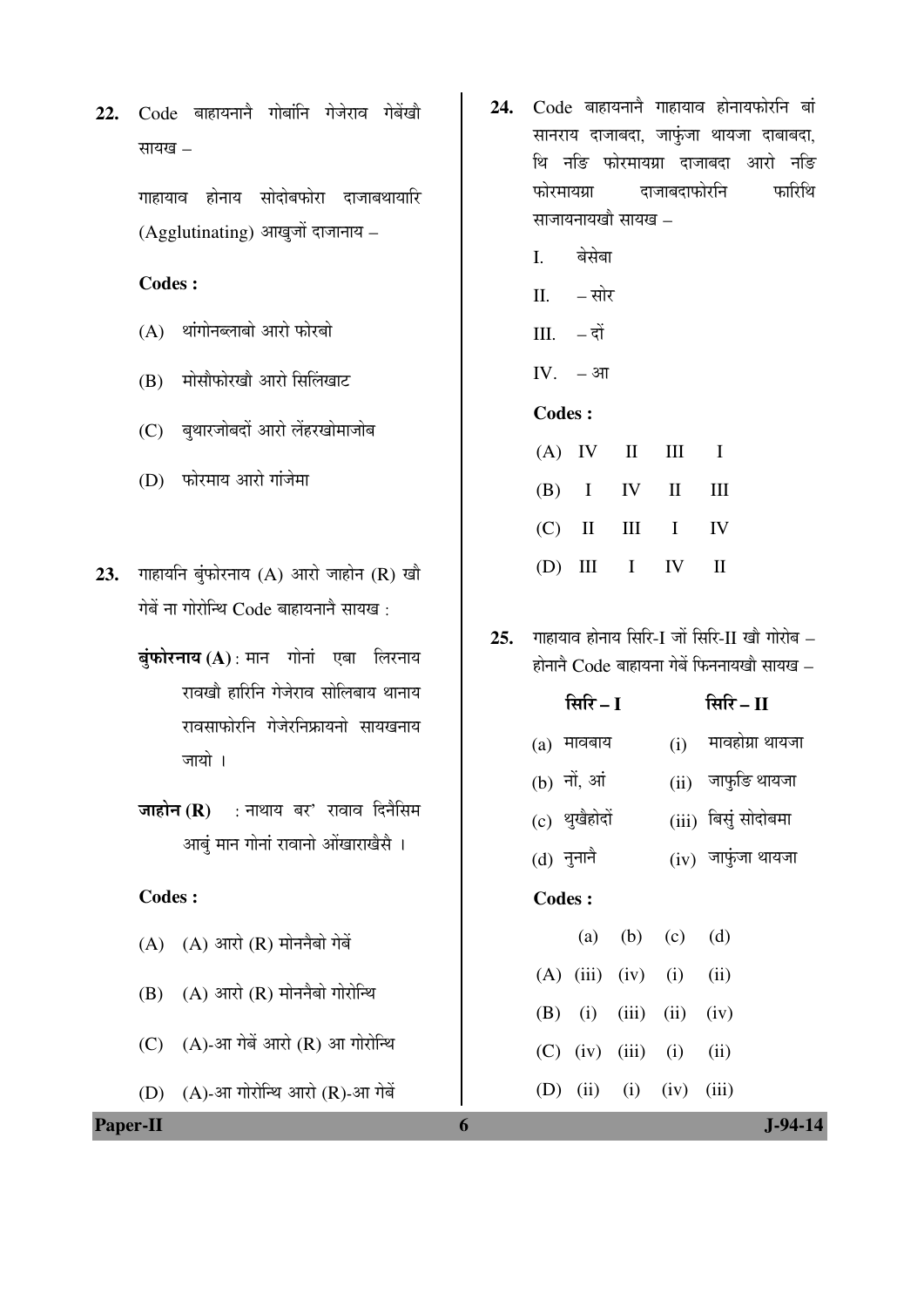22. Code बाहायनानै गोबांनि गेजेराव गेबेंखौ सायख –

गाहायाव होनाय सोदोबफोरो दाजाबथायारि (Agglutinating) आखुजों दाजानाय –

**Codes :**

(A) थांगोनब्लाबो आरो फोरबो

(B) मोसौफोरखौ आरो सिलिंखाट

(C) बुथारजोबदों आरो लेंहरखोमाजोब

(D) फोरमाय आरो गांजेमा

23. गाहायनि बुंफोरनाय (A) आरो जाहोन (R) खौ गेबें ना गोरोन्थि Code बाहायनानै सायख :

**बुंफोरनाय (A)** : मान गोनां एबा लिरनाय रावखौ हारिनि गेजेराव सोलिबाय थानाय रावसाफोरनि गेजेरनिफ्रायनो सायखनाय जायो ।

**जाहोन (R)** : नाथाय बर' रावाव दिनैसिम आबुं मान गोनां रावानो ओंखाराखैसै ।

**Codes :**

(A) (A) आरो (R) मोननैबो गेबें

(B) (A) आरो (R) मोननैबो गोरोन्थि

(C) (A)-आ गेबें आरो (R) आ गोरोन्थि

(D) (A)-आ गोरोन्थि आरो (R)-आ गेबें

24. Code बाहायनानै गाहायाव होनायफोरनि बां सानराय दाजाबदा, जाफुंजा थायजा दाबाबदा, थि नङि फोरमायग्रा दाजाबदा आरो नङि फोरमायग्रा दाजाबदाफोरनि फारिथि साजायनायखौ सायख –

I. बेसेबा

II. – सोर

III. – दों

IV. – आ

**Codes :**

| | | | | |
|---|---|---|---|---|
| (A) | IV | II | III | I |
| (B) | I | IV | II | III |
| (C) | II | III | I | IV |
| (D) | III | I | IV | II |

25. गाहायाव होनाय सिरि-I जों सिरि-II खौ गोरोब – होनानै Code बाहायना गेबें फिननायखौ सायख –

| सिरि – I | सिरि – II |
|---|---|
| (a) मावबाय | (i) मावहोग्रा थायजा |
| (b) नों, आं | (ii) जाफुङि थायजा |
| (c) थुखैहोदों | (iii) बिसुं सोदोबमा |
| (d) नुनानै | (iv) जाफुंजा थायजा |

**Codes :**

| | (a) | (b) | (c) | (d) |
|---|---|---|---|---|
| (A) | (iii) | (iv) | (i) | (ii) |
| (B) | (i) | (iii) | (ii) | (iv) |
| (C) | (iv) | (iii) | (i) | (ii) |
| (D) | (ii) | (i) | (iv) | (iii) |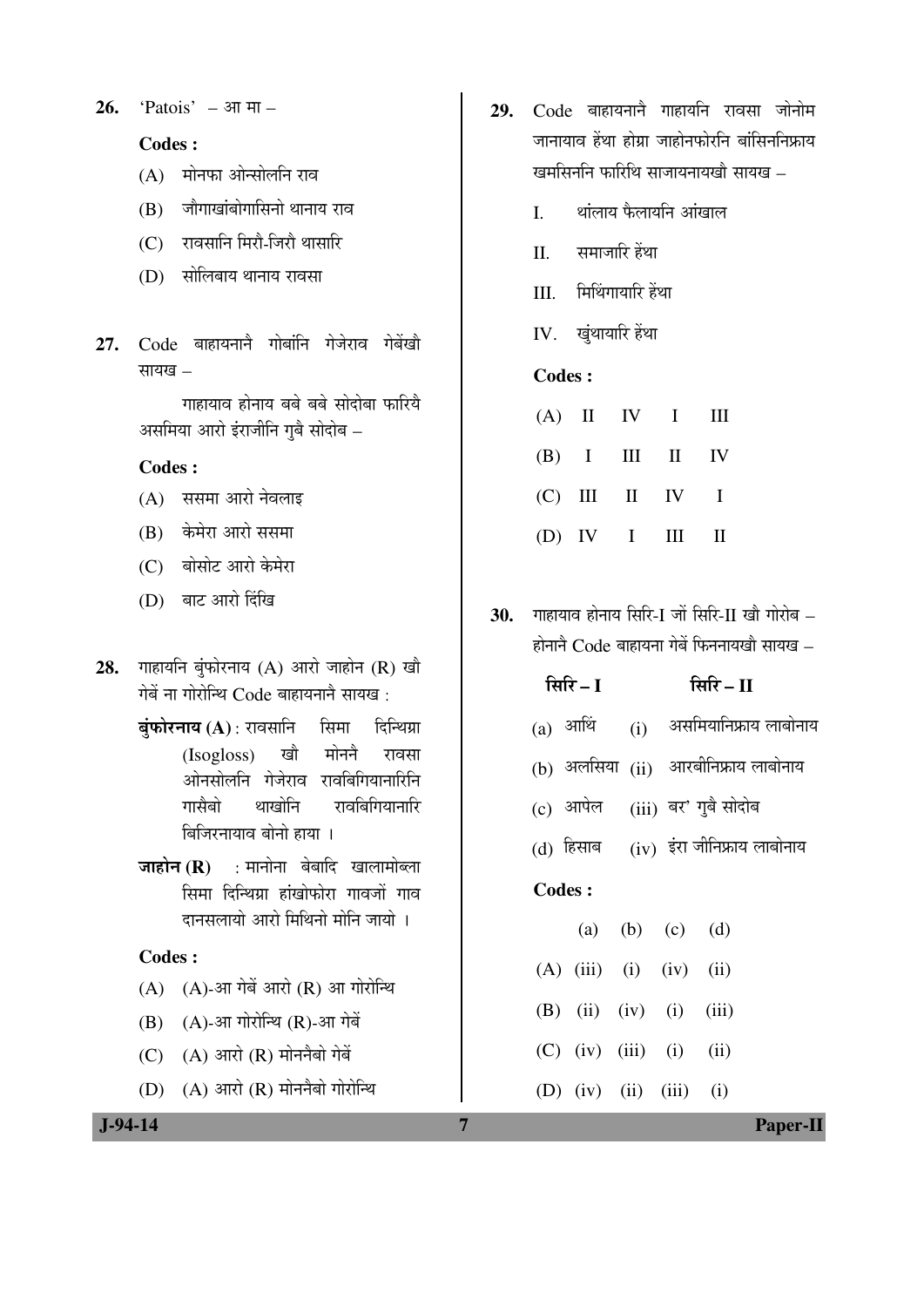26. 'Patois' – आ मा –

**Codes :**

(A) मोनफा ओन्सोलनि राव

(B) जौगाखांबोगासिनो थानाय राव

(C) रावसानि मिरौ-जिरौ थासारि

(D) सोलिबाय थानाय रावसा

27. Code बाहायनानै गोबांनि गेजेराव गेबेंखौ सायख –

गाहायाव होनाय बबे बबे सोदोबा फारियै असमिया आरो इंराजीनि गुबै सोदोब –

**Codes :**

(A) ससमा आरो नेवलाइ

(B) केमेरा आरो ससमा

(C) बोसोट आरो केमेरा

(D) बाट आरो दिंखि

28. गाहायनि बुंफोरनाय (A) आरो जाहोन (R) खौ गेबें ना गोरोन्थि Code बाहायनानै सायख :

**बुंफोरनाय (A) :** रावसानि सिमा दिन्थिग्रा (Isogloss) खौ मोननै रावसा ओनसोलनि गेजेराव रावबिगियानारिनि गासैबो थाखोनि रावबिगियानारि बिजिरनायाव बोनो हाया ।

**जाहोन (R)** : मानोना बेबादि खालामोब्ला सिमा दिन्थिग्रा हांखोफोरा गावजों गाव दानसलायो आरो मिथिनो मोनि जायो ।

**Codes :**

(A) (A)-आ गेबें आरो (R) आ गोरोन्थि

(B) (A)-आ गोरोन्थि (R)-आ गेबें

(C) (A) आरो (R) मोननैबो गेबें

(D) (A) आरो (R) मोननैबो गोरोन्थि

29. Code बाहायनानै गाहायनि रावसा जोनोम जानायाव हेंथा होग्रा जाहोनफोरनि बांसिननिफ्राय खमसिननि फारिथि साजायनायखौ सायख –

I. थांलाय फैलायनि आंखाल

II. समाजारि हेंथा

III. मिथिंगायारि हेंथा

IV. खुंथायारि हेंथा

**Codes :**

| | | | | |
|---|---|---|---|---|
| (A) | II | IV | I | III |
| (B) | I | III | II | IV |
| (C) | III | II | IV | I |
| (D) | IV | I | III | II |

30. गाहायाव होनाय सिरि-I जों सिरि-II खौ गोरोब – होननै Code बाहायना गेबें फिननायखौ सायख –

| **सिरि – I** | **सिरि – II** |
|---|---|
| (a) आथिं | (i) असमियानिफ्राय लाबोनाय |
| (b) अलसिया | (ii) आरबीनिफ्राय लाबोनाय |
| (c) आपेल | (iii) बर' गुबै सोदोब |
| (d) हिसाब | (iv) इंरा जीनिफ्राय लाबोनाय |

**Codes :**

| | (a) | (b) | (c) | (d) |
|---|---|---|---|---|
| (A) | (iii) | (i) | (iv) | (ii) |
| (B) | (ii) | (iv) | (i) | (iii) |
| (C) | (iv) | (iii) | (i) | (ii) |
| (D) | (iv) | (ii) | (iii) | (i) |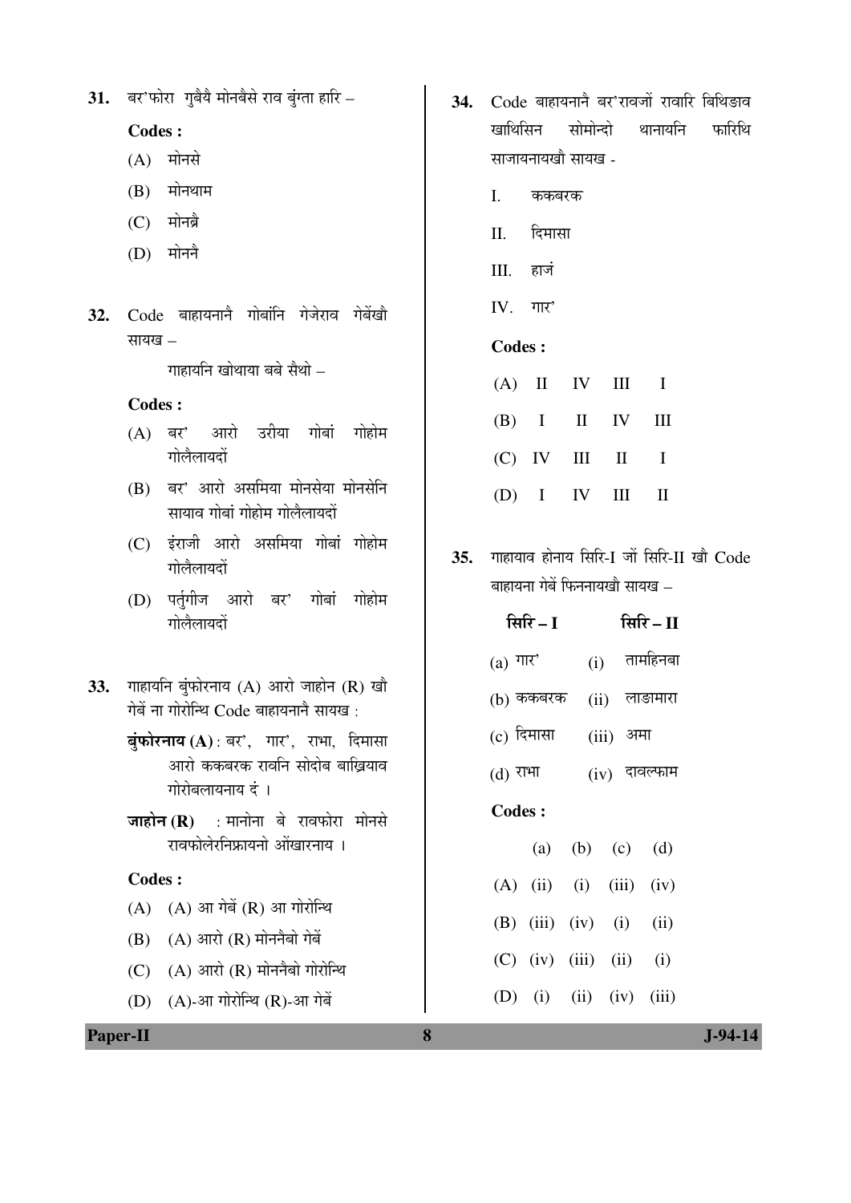**31.** बर'फोरा गुबैयै मोनबैसे राव बुंग्ता हारि –

**Codes :**

(A) मोनसे

(B) मोनथाम

(C) मोनब्रै

(D) मोननै

**32.** Code बाहायनानै गोबांनि गेजेराव गेबेंखौ सायख –

गाहायनि खोथाया बबे सैथो –

**Codes :**

(A) बर' आरो उरीया गोबां गोहोम गोलैलायदों

(B) बर' आरो असमिया मोनसेया मोनसेनि सायाव गोबां गोहोम गोलैलायदों

(C) इंराजी आरो असमिया गोबां गोहोम गोलैलायदों

(D) पर्तुगीज आरो बर' गोबां गोहोम गोलैलायदों

**33.** गाहायनि बुंफोरनाय (A) आरो जाहोन (R) खौ गेबें ना गोरोन्थि Code बाहायनानै सायख :

**बुंफोरनाय (A)** : बर', गार', राभा, दिमासा आरो ककबरक रावनि सोदोब बाख्रियाव गोरोबलायनाय दं ।

**जाहोन (R)** : मानोना बे रावफोरा मोनसे रावफोलेरनिफ्रायनो ओंखारनाय ।

**Codes :**

(A) (A) आ गेबें (R) आ गोरोन्थि

(B) (A) आरो (R) मोननैबो गेबें

(C) (A) आरो (R) मोननैबो गोरोन्थि

(D) (A)-आ गोरोन्थि (R)-आ गेबें

**34.** Code बाहायनानै बर'रावजों रावारि बिथिङाव खाथिसिन सोमोन्दो थानायनि फारिथि साजायनायखौ सायख -

I. ककबरक

II. दिमासा

III. हाजं

IV. गार'

**Codes :**

(A) II IV III I

(B) I II IV III

(C) IV III II I

(D) I IV III II

**35.** गाहायाव होनाय सिरि-I जों सिरि-II खौ Code बाहायना गेबें फिननायखौ सायख –

| सिरि – I | सिरि – II |
|---|---|
| (a) गार' | (i) तामहिनबा |
| (b) ककबरक | (ii) लाङामारा |
| (c) दिमासा | (iii) अमा |
| (d) राभा | (iv) दावल्फाम |

**Codes :**

| | (a) | (b) | (c) | (d) |
|---|---|---|---|---|
| (A) | (ii) | (i) | (iii) | (iv) |
| (B) | (iii) | (iv) | (i) | (ii) |
| (C) | (iv) | (iii) | (ii) | (i) |
| (D) | (i) | (ii) | (iv) | (iii) |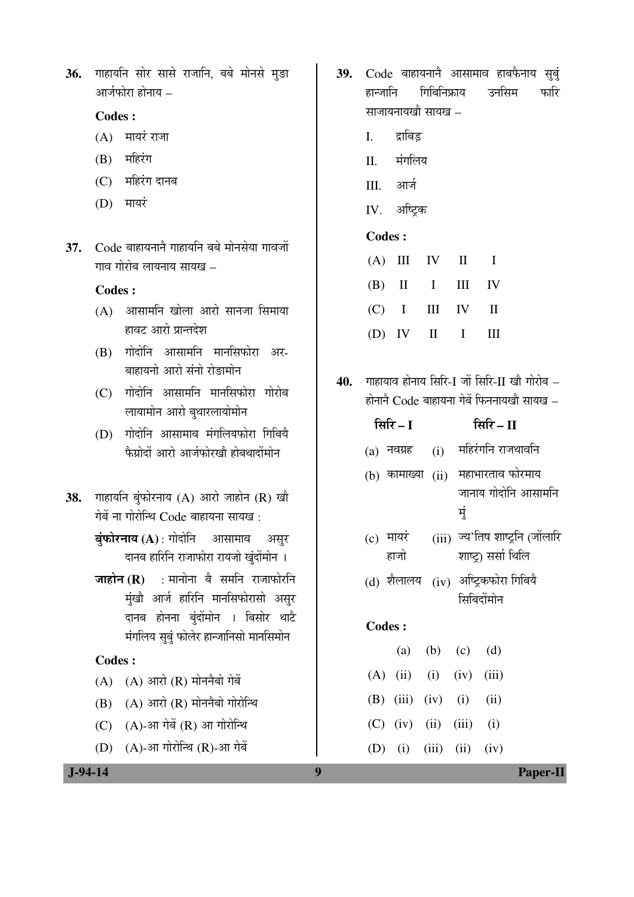**36.** गाहायनि सोर सासे राजानि, बबे मोनसे मुङा आर्जफोरा होनाय –

**Codes :**

(A) मायरं राजा

(B) महिरंग

(C) महिरंग दानब

(D) मायरं

**37.** Code बाहायनानै गाहायनि बबे मोनसेया गावजों गाव गोरोब लायनाय सायख –

**Codes :**

(A) आसामनि खोला आरो सानजा सिमाया हावट आरो प्रान्तदेश

(B) गोदोनि आसामनि मानसिफोरा अर-बाहायनो आरो संनो रोङामोन

(C) गोदोनि आसामनि मानसिफोरा गोरोब लायामोन आरो बुथारलायोमोन

(D) गोदोनि आसामाव मंगलियफोरा गिबियै फैग्रोदों आरो आर्जफोरखौ होबथादोंमोन

**38.** गाहायनि बुंफोरनाय (A) आरो जाहोन (R) खौ गेबें ना गोरोन्थि Code बाहायना सायख :

**बुंफोरनाय (A)** : गोदोनि आसामाव असुर दानब हारिनि राजाफोरा रायजो खुंदोंमोन ।

**जाहोन (R)** : मानोना बै समनि राजाफोरनि मुंखौ आर्ज हारिनि मानसिफोरासो असुर दानब होनना बुंदोंमोन । बिसोर थाटै मंगलिय सुबुं फोलेर हान्जानिसो मानसिमोन

**Codes :**

(A) (A) आरो (R) मोननैबो गेबें

(B) (A) आरो (R) मोननैबो गोरोन्थि

(C) (A)-आ गेबें (R) आ गोरोन्थि

(D) (A)-आ गोरोन्थि (R)-आ गेबें

**39.** Code बाहायनानै आसामाव हाबफैनाय सुबुं हान्जानि गिबिनिफ्राय उनसिम फारि साजायनायखौ सायख –

I. द्राबिड़

II. मंगलिय

III. आर्ज

IV. अष्ट्रिक

**Codes :**

| | | | | |
|---|---|---|---|---|
| (A) | III | IV | II | I |
| (B) | II | I | III | IV |
| (C) | I | III | IV | II |
| (D) | IV | II | I | III |

**40.** गाहायाव होनाय सिरि-I जों सिरि-II खौ गोरोब – होनानै Code बाहायना गेबें फिननायखौ सायख –

| सिरि – I | | सिरि – II | |
|---|---|---|---|
| (a) | नवग्रह | (i) | महिरंगनि राजथावनि |
| (b) | कामाख्या | (ii) | महाभारताव फोरमाय जानाय गोदोनि आसामनि मुं |
| (c) | मायरं हाजो | (iii) | ज्य'तिष शाष्ट्रनि (जोंलारि शाष्ट्र) सर्सा थिलि |
| (d) | शैलालय | (iv) | अष्ट्रिकफोरा गिबियै सिबिदोंमोन |

**Codes :**

| | (a) | (b) | (c) | (d) |
|---|---|---|---|---|
| (A) | (ii) | (i) | (iv) | (iii) |
| (B) | (iii) | (iv) | (i) | (ii) |
| (C) | (iv) | (ii) | (iii) | (i) |
| (D) | (i) | (iii) | (ii) | (iv) |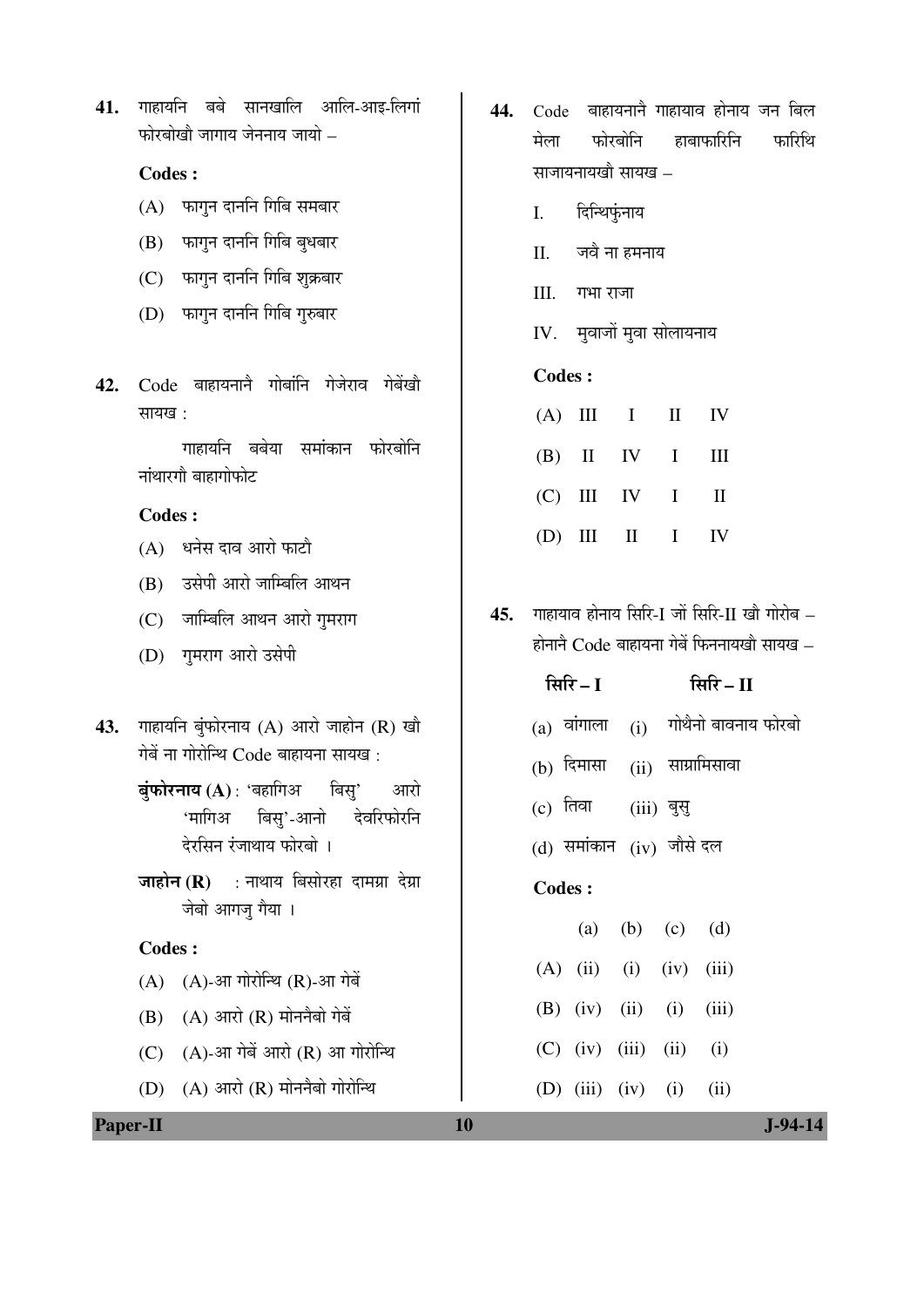41. गाहायनि बबे सानखालि आलि-आइ-लिगां फोरबोखौ जागाय जेननाय जायो –

**Codes :**

(A) फागुन दाननि गिबि समबार

(B) फागुन दाननि गिबि बुधबार

(C) फागुन दाननि गिबि शुक्रबार

(D) फागुन दाननि गिबि गुरुबार

42. Code बाहायनानै गोबांनि गेजेराव गेबेंखौ सायख :

गाहायनि बबेया समांकान फोरबोनि नांथारगौ बाहागोफोट

**Codes :**

(A) धनेस दाव आरो फाटौ

(B) उसेपी आरो जाम्बिलि आथन

(C) जाम्बिलि आथन आरो गुमराग

(D) गुमराग आरो उसेपी

43. गाहायनि बुंफोरनाय (A) आरो जाहोन (R) खौ गेबें ना गोरोन्थि Code बाहायना सायख :

**बुंफोरनाय (A)** : 'बहागिअ बिसु' आरो 'मागिअ बिसु'-आनो देवरिफोरनि देरसिन रंजाथाय फोरबो ।

**जाहोन (R)** : नाथाय बिसोरहा दामग्रा देग्रा जेबो आगजु गैया ।

**Codes :**

(A) (A)-आ गोरोन्थि (R)-आ गेबें

(B) (A) आरो (R) मोननैबो गेबें

(C) (A)-आ गेबें आरो (R) आ गोरोन्थि

(D) (A) आरो (R) मोननैबो गोरोन्थि

44. Code बाहायनानै गाहायाव होनाय जन बिल मेला फोरबोनि हाबाफारिनि फारिथि साजायनायखौ सायख –

I. दिन्थिफुंनाय

II. जवै ना हमनाय

III. गभा राजा

IV. मुवाजों मुवा सोलायनाय

**Codes :**

| | | | | |
|---|---|---|---|---|
| (A) | III | I | II | IV |
| (B) | II | IV | I | III |
| (C) | III | IV | I | II |
| (D) | III | II | I | IV |

45. गाहायाव होनाय सिरि-I जों सिरि-II खौ गोरोब – होनानै Code बाहायना गेबें फिननायखौ सायख –

| **सिरि – I** | | **सिरि – II** |
|---|---|---|
| (a) | वांगाला | (i) गोथैनो बावनाय फोरबो |
| (b) | दिमासा | (ii) साग्रामिसावा |
| (c) | तिवा | (iii) बुसु |
| (d) | समांकान | (iv) जौसे दल |

**Codes :**

| | (a) | (b) | (c) | (d) |
|---|---|---|---|---|
| (A) | (ii) | (i) | (iv) | (iii) |
| (B) | (iv) | (ii) | (i) | (iii) |
| (C) | (iv) | (iii) | (ii) | (i) |
| (D) | (iii) | (iv) | (i) | (ii) |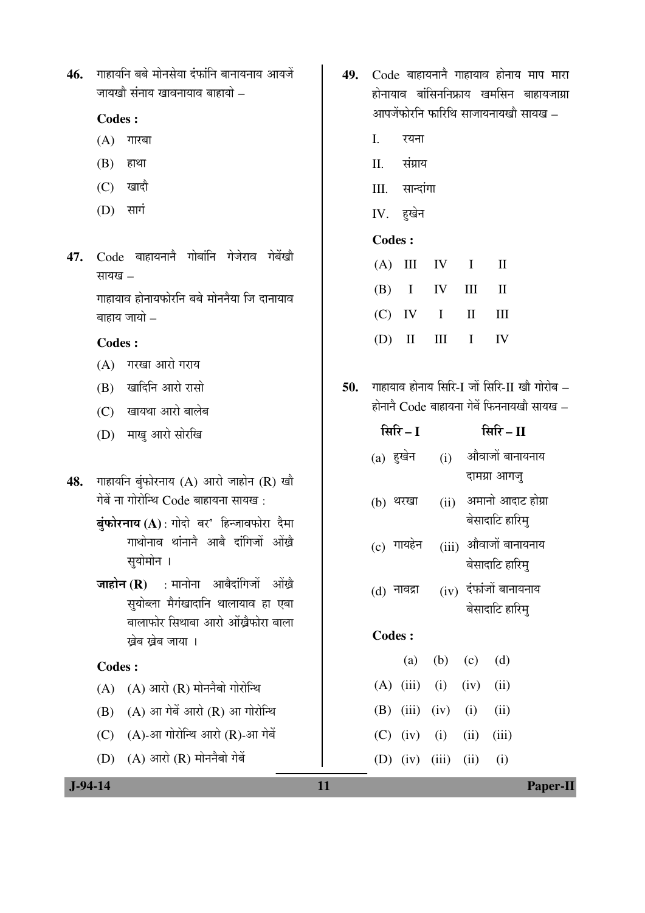46. गाहायनि बबे मोनसेया दंफांनि बानायनाय आयजें जायखौ संनाय खावनायाव बाहायो –

**Codes :**

(A) गारबा

(B) हाथा

(C) खादौ

(D) सागं

47. Code बाहायनानै गोबांनि गेजेराव गेबेंखौ सायख –

गाहायाव होनायफोरनि बबे मोननैया जि दानायाव बाहाय जायो –

**Codes :**

(A) गरखा आरो गराय

(B) खादिनि आरो रासो

(C) खायथा आरो बालेब

(D) माखु आरो सोरखि

48. गाहायनि बुंफोरनाय (A) आरो जाहोन (R) खौ गेबें ना गोरोन्थि Code बाहायना सायख :

**बुंफोरनाय (A)** : गोदो बर' हिन्जावफोरा दैमा गाथोनाव थांनाने आबै दांगिजों ओंख्रै सुयोमोन ।

**जाहोन (R)** : मानोना आबैदांगिजों ओंख्रै सुयोब्ला मैगंखादानि थालायाव हा एबा बालाफोर सिथाबा आरो ओंख्रैफोरा बाला ख्रेब ख्रेब जाया ।

**Codes :**

(A) (A) आरो (R) मोननैबो गोरोन्थि

(B) (A) आ गेबें आरो (R) आ गोरोन्थि

(C) (A)-आ गोरोन्थि आरो (R)-आ गेबें

(D) (A) आरो (R) मोननैबो गेबें

49. Code बाहायनानै गाहायाव होनाय माप मारा होनायाव बांसिननिफ्राय खमसिन बाहायजाग्रा आपजेंफोरनि फारिथि साजायनायखौ सायख –

I. रयना

II. संग्राय

III. सान्दांगा

IV. हुखेन

**Codes :**

| | | | | |
|---|---|---|---|---|
| (A) | III | IV | I | II |
| (B) | I | IV | III | II |
| (C) | IV | I | II | III |
| (D) | II | III | I | IV |

50. गाहायाव होनाय सिरि-I जों सिरि-II खौ गोरोब – होनानै Code बाहायना गेबें फिननायखौ सायख –

| सिरि – I | सिरि – II |
|---|---|
| (a) हुखेन | (i) औवाजों बानायनाय दामग्रा आगजु |
| (b) थरखा | (ii) अमानो आदाट होग्रा बेसादाटि हारिमु |
| (c) गायहेन | (iii) औवाजों बानायनाय बेसादाटि हारिमु |
| (d) नावद्रा | (iv) दंफांजों बानायनाय बेसादाटि हारिमु |

**Codes :**

| | (a) | (b) | (c) | (d) |
|---|---|---|---|---|
| (A) | (iii) | (i) | (iv) | (ii) |
| (B) | (iii) | (iv) | (i) | (ii) |
| (C) | (iv) | (i) | (ii) | (iii) |
| (D) | (iv) | (iii) | (ii) | (i) |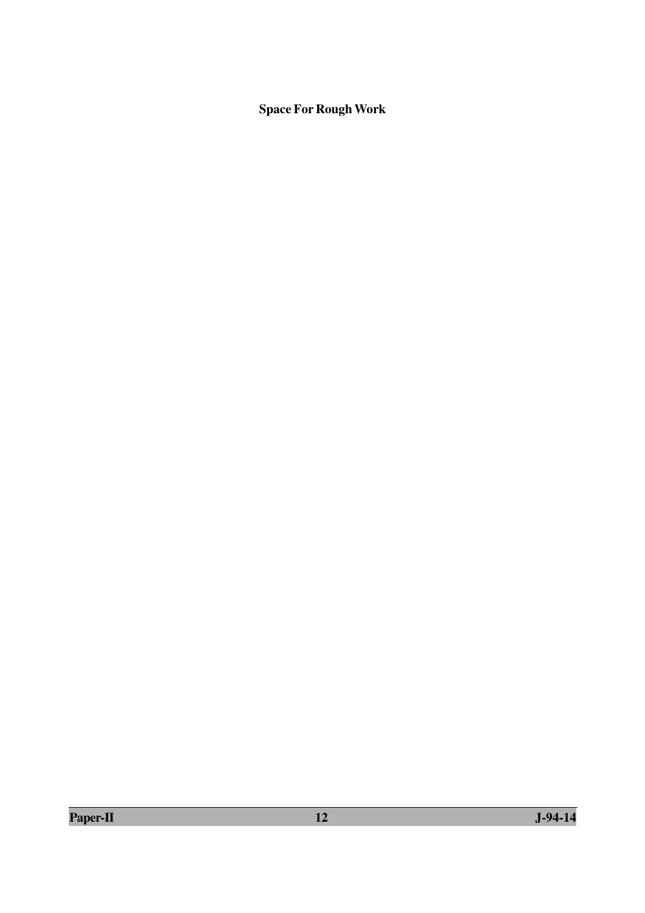**Space For Rough Work**